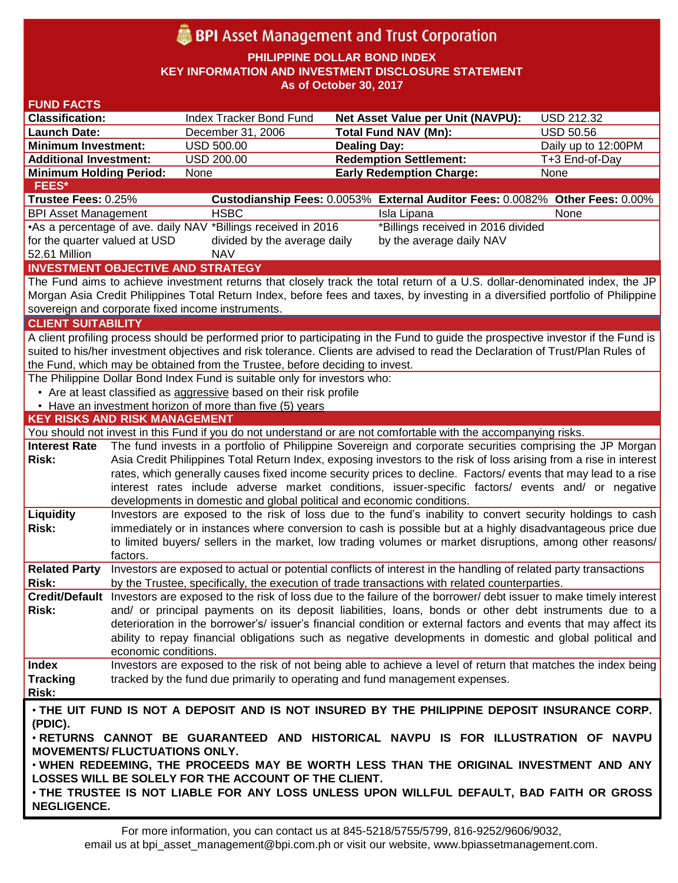# BPI Asset Management and Trust Corporation

**PHILIPPINE DOLLAR BOND INDEX**
**KEY INFORMATION AND INVESTMENT DISCLOSURE STATEMENT**
**As of October 30, 2017**

## FUND FACTS

| | | | |
|---|---|---|---|
| **Classification:** | Index Tracker Bond Fund | **Net Asset Value per Unit (NAVPU):** | USD 212.32 |
| **Launch Date:** | December 31, 2006 | **Total Fund NAV (Mn):** | USD 50.56 |
| **Minimum Investment:** | USD 500.00 | **Dealing Day:** | Daily up to 12:00PM |
| **Additional Investment:** | USD 200.00 | **Redemption Settlement:** | T+3 End-of-Day |
| **Minimum Holding Period:** | None | **Early Redemption Charge:** | None |

## FEES*

| **Trustee Fees:** 0.25% | **Custodianship Fees:** 0.0053% | **External Auditor Fees:** 0.0082% | **Other Fees:** 0.00% |
|---|---|---|---|
| BPI Asset Management | HSBC | Isla Lipana | None |
| •As a percentage of ave. daily NAV for the quarter valued at USD 52.61 Million | *Billings received in 2016 divided by the average daily NAV | *Billings received in 2016 divided by the average daily NAV | |

## INVESTMENT OBJECTIVE AND STRATEGY

The Fund aims to achieve investment returns that closely track the total return of a U.S. dollar-denominated index, the JP Morgan Asia Credit Philippines Total Return Index, before fees and taxes, by investing in a diversified portfolio of Philippine sovereign and corporate fixed income instruments.

## CLIENT SUITABILITY

A client profiling process should be performed prior to participating in the Fund to guide the prospective investor if the Fund is suited to his/her investment objectives and risk tolerance. Clients are advised to read the Declaration of Trust/Plan Rules of the Fund, which may be obtained from the Trustee, before deciding to invest.

The Philippine Dollar Bond Index Fund is suitable only for investors who:

- Are at least classified as aggressive based on their risk profile
- Have an investment horizon of more than five (5) years

## KEY RISKS AND RISK MANAGEMENT

You should not invest in this Fund if you do not understand or are not comfortable with the accompanying risks.

| | |
|---|---|
| **Interest Rate Risk:** | The fund invests in a portfolio of Philippine Sovereign and corporate securities comprising the JP Morgan Asia Credit Philippines Total Return Index, exposing investors to the risk of loss arising from a rise in interest rates, which generally causes fixed income security prices to decline. Factors/ events that may lead to a rise interest rates include adverse market conditions, issuer-specific factors/ events and/ or negative developments in domestic and global political and economic conditions. |
| **Liquidity Risk:** | Investors are exposed to the risk of loss due to the fund's inability to convert security holdings to cash immediately or in instances where conversion to cash is possible but at a highly disadvantageous price due to limited buyers/ sellers in the market, low trading volumes or market disruptions, among other reasons/ factors. |
| **Related Party Risk:** | Investors are exposed to actual or potential conflicts of interest in the handling of related party transactions by the Trustee, specifically, the execution of trade transactions with related counterparties. |
| **Credit/Default Risk:** | Investors are exposed to the risk of loss due to the failure of the borrower/ debt issuer to make timely interest and/ or principal payments on its deposit liabilities, loans, bonds or other debt instruments due to a deterioration in the borrower's/ issuer's financial condition or external factors and events that may affect its ability to repay financial obligations such as negative developments in domestic and global political and economic conditions. |
| **Index Tracking Risk:** | Investors are exposed to the risk of not being able to achieve a level of return that matches the index being tracked by the fund due primarily to operating and fund management expenses. |

- **THE UIT FUND IS NOT A DEPOSIT AND IS NOT INSURED BY THE PHILIPPINE DEPOSIT INSURANCE CORP. (PDIC).**
- **RETURNS CANNOT BE GUARANTEED AND HISTORICAL NAVPU IS FOR ILLUSTRATION OF NAVPU MOVEMENTS/ FLUCTUATIONS ONLY.**
- **WHEN REDEEMING, THE PROCEEDS MAY BE WORTH LESS THAN THE ORIGINAL INVESTMENT AND ANY LOSSES WILL BE SOLELY FOR THE ACCOUNT OF THE CLIENT.**
- **THE TRUSTEE IS NOT LIABLE FOR ANY LOSS UNLESS UPON WILLFUL DEFAULT, BAD FAITH OR GROSS NEGLIGENCE.**

For more information, you can contact us at 845-5218/5755/5799, 816-9252/9606/9032, email us at bpi_asset_management@bpi.com.ph or visit our website, www.bpiassetmanagement.com.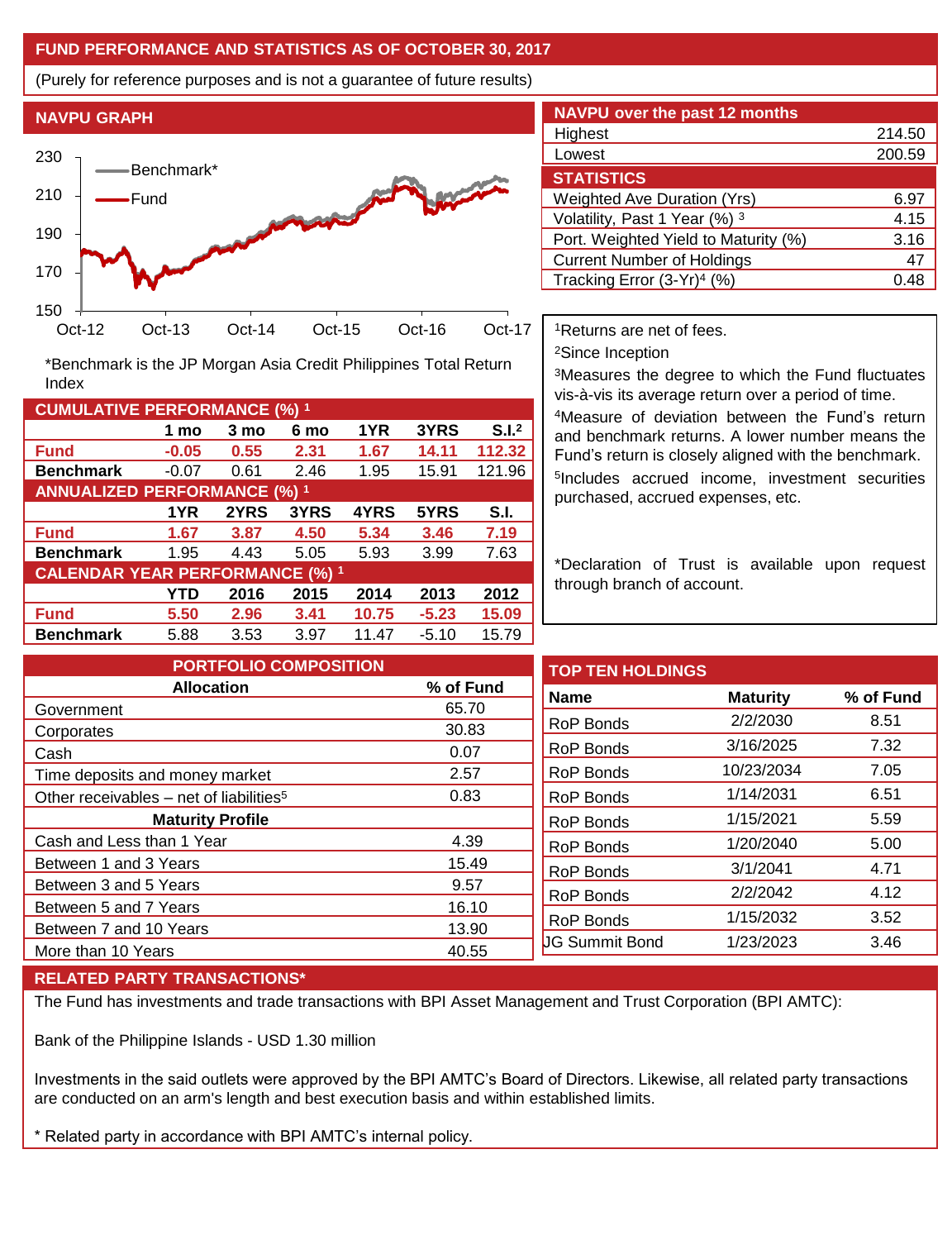## FUND PERFORMANCE AND STATISTICS AS OF OCTOBER 30, 2017

(Purely for reference purposes and is not a guarantee of future results)

### NAVPU GRAPH

*Benchmark is the JP Morgan Asia Credit Philippines Total Return Index

### NAVPU over the past 12 months

| | |
|---|---|
| Highest | 214.50 |
| Lowest | 200.59 |

### STATISTICS

| | |
|---|---|
| Weighted Ave Duration (Yrs) | 6.97 |
| Volatility, Past 1 Year (%) [3] | 4.15 |
| Port. Weighted Yield to Maturity (%) | 3.16 |
| Current Number of Holdings | 47 |
| Tracking Error (3-Yr)[4] (%) | 0.48 |

### CUMULATIVE PERFORMANCE (%) [1]

| | 1 mo | 3 mo | 6 mo | 1YR | 3YRS | S.I.[2] |
|---|---|---|---|---|---|---|
| **Fund** | -0.05 | 0.55 | 2.31 | 1.67 | 14.11 | 112.32 |
| **Benchmark** | -0.07 | 0.61 | 2.46 | 1.95 | 15.91 | 121.96 |

### ANNUALIZED PERFORMANCE (%) [1]

| | 1YR | 2YRS | 3YRS | 4YRS | 5YRS | S.I. |
|---|---|---|---|---|---|---|
| **Fund** | 1.67 | 3.87 | 4.50 | 5.34 | 3.46 | 7.19 |
| **Benchmark** | 1.95 | 4.43 | 5.05 | 5.93 | 3.99 | 7.63 |

### CALENDAR YEAR PERFORMANCE (%) [1]

| | YTD | 2016 | 2015 | 2014 | 2013 | 2012 |
|---|---|---|---|---|---|---|
| **Fund** | 5.50 | 2.96 | 3.41 | 10.75 | -5.23 | 15.09 |
| **Benchmark** | 5.88 | 3.53 | 3.97 | 11.47 | -5.10 | 15.79 |

[1]Returns are net of fees.

[2]Since Inception

[3]Measures the degree to which the Fund fluctuates vis-à-vis its average return over a period of time.

[4]Measure of deviation between the Fund's return and benchmark returns. A lower number means the Fund's return is closely aligned with the benchmark.

[5]Includes accrued income, investment securities purchased, accrued expenses, etc.

*Declaration of Trust is available upon request through branch of account.

### PORTFOLIO COMPOSITION

| Allocation | % of Fund |
|---|---|
| Government | 65.70 |
| Corporates | 30.83 |
| Cash | 0.07 |
| Time deposits and money market | 2.57 |
| Other receivables – net of liabilities[5] | 0.83 |
| **Maturity Profile** | |
| Cash and Less than 1 Year | 4.39 |
| Between 1 and 3 Years | 15.49 |
| Between 3 and 5 Years | 9.57 |
| Between 5 and 7 Years | 16.10 |
| Between 7 and 10 Years | 13.90 |
| More than 10 Years | 40.55 |

### TOP TEN HOLDINGS

| Name | Maturity | % of Fund |
|---|---|---|
| RoP Bonds | 2/2/2030 | 8.51 |
| RoP Bonds | 3/16/2025 | 7.32 |
| RoP Bonds | 10/23/2034 | 7.05 |
| RoP Bonds | 1/14/2031 | 6.51 |
| RoP Bonds | 1/15/2021 | 5.59 |
| RoP Bonds | 1/20/2040 | 5.00 |
| RoP Bonds | 3/1/2041 | 4.71 |
| RoP Bonds | 2/2/2042 | 4.12 |
| RoP Bonds | 1/15/2032 | 3.52 |
| JG Summit Bond | 1/23/2023 | 3.46 |

### RELATED PARTY TRANSACTIONS*

The Fund has investments and trade transactions with BPI Asset Management and Trust Corporation (BPI AMTC):

Bank of the Philippine Islands - USD 1.30 million

Investments in the said outlets were approved by the BPI AMTC's Board of Directors. Likewise, all related party transactions are conducted on an arm's length and best execution basis and within established limits.

* Related party in accordance with BPI AMTC's internal policy.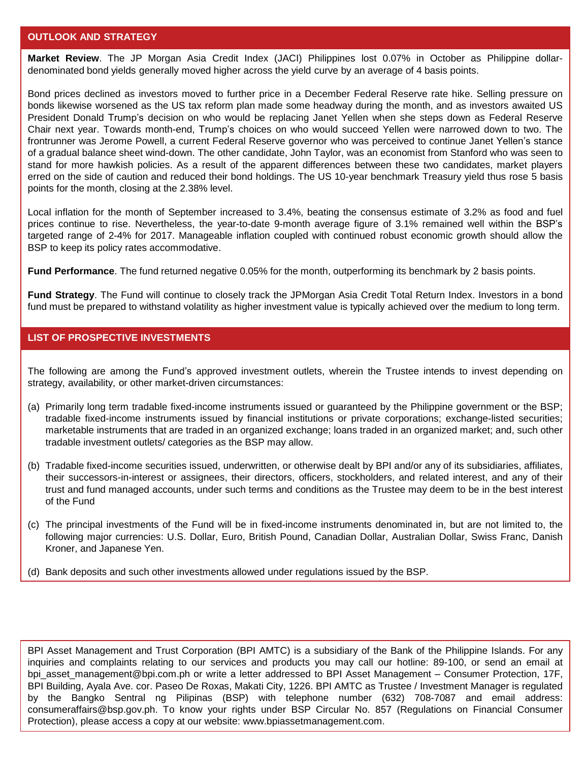## OUTLOOK AND STRATEGY

**Market Review**. The JP Morgan Asia Credit Index (JACI) Philippines lost 0.07% in October as Philippine dollar-denominated bond yields generally moved higher across the yield curve by an average of 4 basis points.

Bond prices declined as investors moved to further price in a December Federal Reserve rate hike. Selling pressure on bonds likewise worsened as the US tax reform plan made some headway during the month, and as investors awaited US President Donald Trump's decision on who would be replacing Janet Yellen when she steps down as Federal Reserve Chair next year. Towards month-end, Trump's choices on who would succeed Yellen were narrowed down to two. The frontrunner was Jerome Powell, a current Federal Reserve governor who was perceived to continue Janet Yellen's stance of a gradual balance sheet wind-down. The other candidate, John Taylor, was an economist from Stanford who was seen to stand for more hawkish policies. As a result of the apparent differences between these two candidates, market players erred on the side of caution and reduced their bond holdings. The US 10-year benchmark Treasury yield thus rose 5 basis points for the month, closing at the 2.38% level.

Local inflation for the month of September increased to 3.4%, beating the consensus estimate of 3.2% as food and fuel prices continue to rise. Nevertheless, the year-to-date 9-month average figure of 3.1% remained well within the BSP's targeted range of 2-4% for 2017. Manageable inflation coupled with continued robust economic growth should allow the BSP to keep its policy rates accommodative.

**Fund Performance**. The fund returned negative 0.05% for the month, outperforming its benchmark by 2 basis points.

**Fund Strategy**. The Fund will continue to closely track the JPMorgan Asia Credit Total Return Index. Investors in a bond fund must be prepared to withstand volatility as higher investment value is typically achieved over the medium to long term.

## LIST OF PROSPECTIVE INVESTMENTS

The following are among the Fund's approved investment outlets, wherein the Trustee intends to invest depending on strategy, availability, or other market-driven circumstances:

(a) Primarily long term tradable fixed-income instruments issued or guaranteed by the Philippine government or the BSP; tradable fixed-income instruments issued by financial institutions or private corporations; exchange-listed securities; marketable instruments that are traded in an organized exchange; loans traded in an organized market; and, such other tradable investment outlets/ categories as the BSP may allow.

(b) Tradable fixed-income securities issued, underwritten, or otherwise dealt by BPI and/or any of its subsidiaries, affiliates, their successors-in-interest or assignees, their directors, officers, stockholders, and related interest, and any of their trust and fund managed accounts, under such terms and conditions as the Trustee may deem to be in the best interest of the Fund

(c) The principal investments of the Fund will be in fixed-income instruments denominated in, but are not limited to, the following major currencies: U.S. Dollar, Euro, British Pound, Canadian Dollar, Australian Dollar, Swiss Franc, Danish Kroner, and Japanese Yen.

(d) Bank deposits and such other investments allowed under regulations issued by the BSP.

BPI Asset Management and Trust Corporation (BPI AMTC) is a subsidiary of the Bank of the Philippine Islands. For any inquiries and complaints relating to our services and products you may call our hotline: 89-100, or send an email at bpi_asset_management@bpi.com.ph or write a letter addressed to BPI Asset Management – Consumer Protection, 17F, BPI Building, Ayala Ave. cor. Paseo De Roxas, Makati City, 1226. BPI AMTC as Trustee / Investment Manager is regulated by the Bangko Sentral ng Pilipinas (BSP) with telephone number (632) 708-7087 and email address: consumeraffairs@bsp.gov.ph. To know your rights under BSP Circular No. 857 (Regulations on Financial Consumer Protection), please access a copy at our website: www.bpiassetmanagement.com.